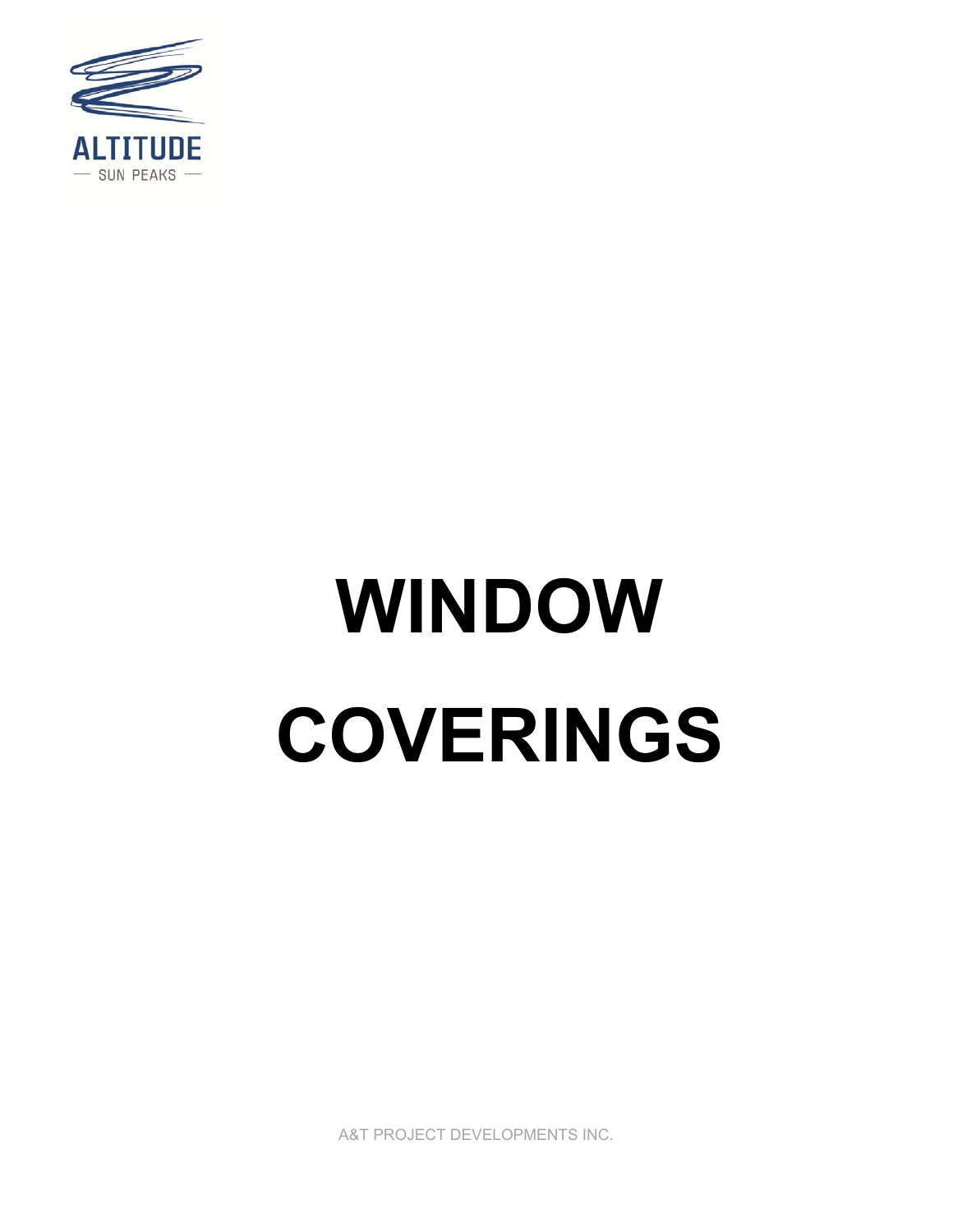ALTITUDE

— SUN PEAKS —

# WINDOW COVERINGS

A&T PROJECT DEVELOPMENTS INC.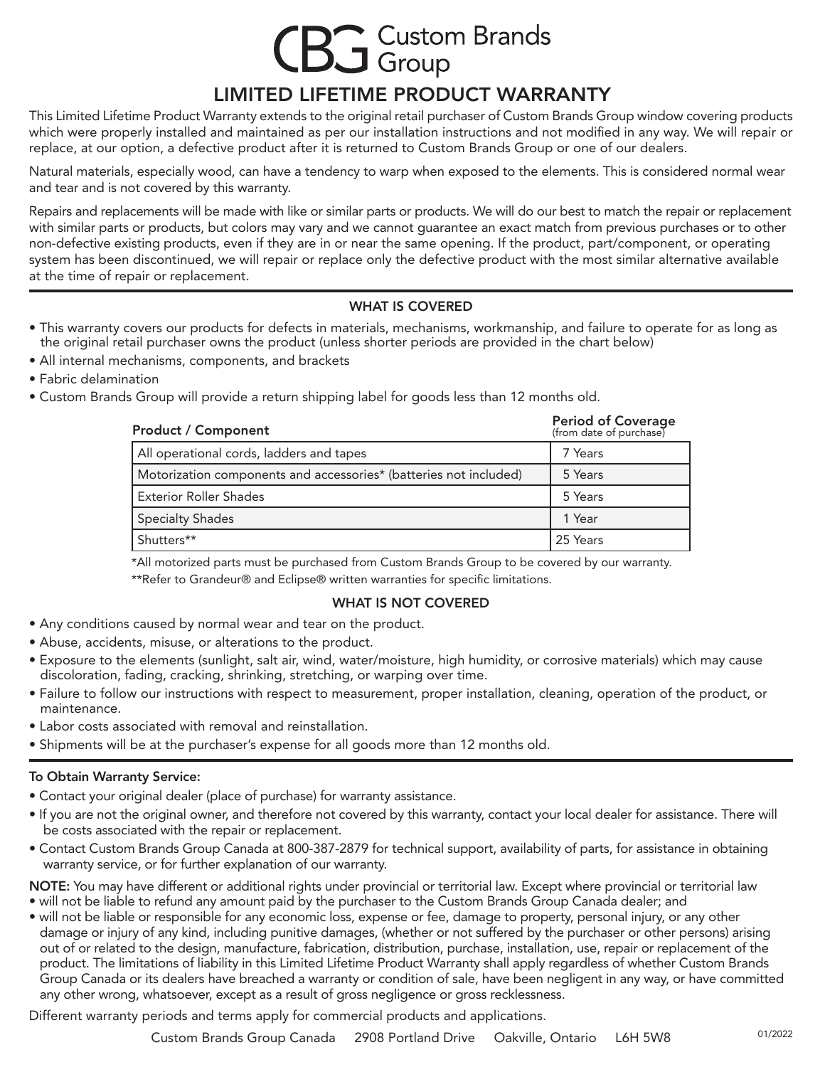# Custom Brands Group

## LIMITED LIFETIME PRODUCT WARRANTY

This Limited Lifetime Product Warranty extends to the original retail purchaser of Custom Brands Group window covering products which were properly installed and maintained as per our installation instructions and not modified in any way. We will repair or replace, at our option, a defective product after it is returned to Custom Brands Group or one of our dealers.

Natural materials, especially wood, can have a tendency to warp when exposed to the elements. This is considered normal wear and tear and is not covered by this warranty.

Repairs and replacements will be made with like or similar parts or products. We will do our best to match the repair or replacement with similar parts or products, but colors may vary and we cannot guarantee an exact match from previous purchases or to other non-defective existing products, even if they are in or near the same opening. If the product, part/component, or operating system has been discontinued, we will repair or replace only the defective product with the most similar alternative available at the time of repair or replacement.

### WHAT IS COVERED

- This warranty covers our products for defects in materials, mechanisms, workmanship, and failure to operate for as long as the original retail purchaser owns the product (unless shorter periods are provided in the chart below)
- All internal mechanisms, components, and brackets
- Fabric delamination
- Custom Brands Group will provide a return shipping label for goods less than 12 months old.

| Product / Component | Period of Coverage (from date of purchase) |
|---|---|
| All operational cords, ladders and tapes | 7 Years |
| Motorization components and accessories* (batteries not included) | 5 Years |
| Exterior Roller Shades | 5 Years |
| Specialty Shades | 1 Year |
| Shutters** | 25 Years |

*All motorized parts must be purchased from Custom Brands Group to be covered by our warranty.

**Refer to Grandeur® and Eclipse® written warranties for specific limitations.

### WHAT IS NOT COVERED

- Any conditions caused by normal wear and tear on the product.
- Abuse, accidents, misuse, or alterations to the product.
- Exposure to the elements (sunlight, salt air, wind, water/moisture, high humidity, or corrosive materials) which may cause discoloration, fading, cracking, shrinking, stretching, or warping over time.
- Failure to follow our instructions with respect to measurement, proper installation, cleaning, operation of the product, or maintenance.
- Labor costs associated with removal and reinstallation.
- Shipments will be at the purchaser's expense for all goods more than 12 months old.

**To Obtain Warranty Service:**

- Contact your original dealer (place of purchase) for warranty assistance.
- If you are not the original owner, and therefore not covered by this warranty, contact your local dealer for assistance. There will be costs associated with the repair or replacement.
- Contact Custom Brands Group Canada at 800-387-2879 for technical support, availability of parts, for assistance in obtaining warranty service, or for further explanation of our warranty.

**NOTE:** You may have different or additional rights under provincial or territorial law. Except where provincial or territorial law

- will not be liable to refund any amount paid by the purchaser to the Custom Brands Group Canada dealer; and
- will not be liable or responsible for any economic loss, expense or fee, damage to property, personal injury, or any other damage or injury of any kind, including punitive damages, (whether or not suffered by the purchaser or other persons) arising out of or related to the design, manufacture, fabrication, distribution, purchase, installation, use, repair or replacement of the product. The limitations of liability in this Limited Lifetime Product Warranty shall apply regardless of whether Custom Brands Group Canada or its dealers have breached a warranty or condition of sale, have been negligent in any way, or have committed any other wrong, whatsoever, except as a result of gross negligence or gross recklessness.

Different warranty periods and terms apply for commercial products and applications.

Custom Brands Group Canada 2908 Portland Drive Oakville, Ontario L6H 5W8

01/2022